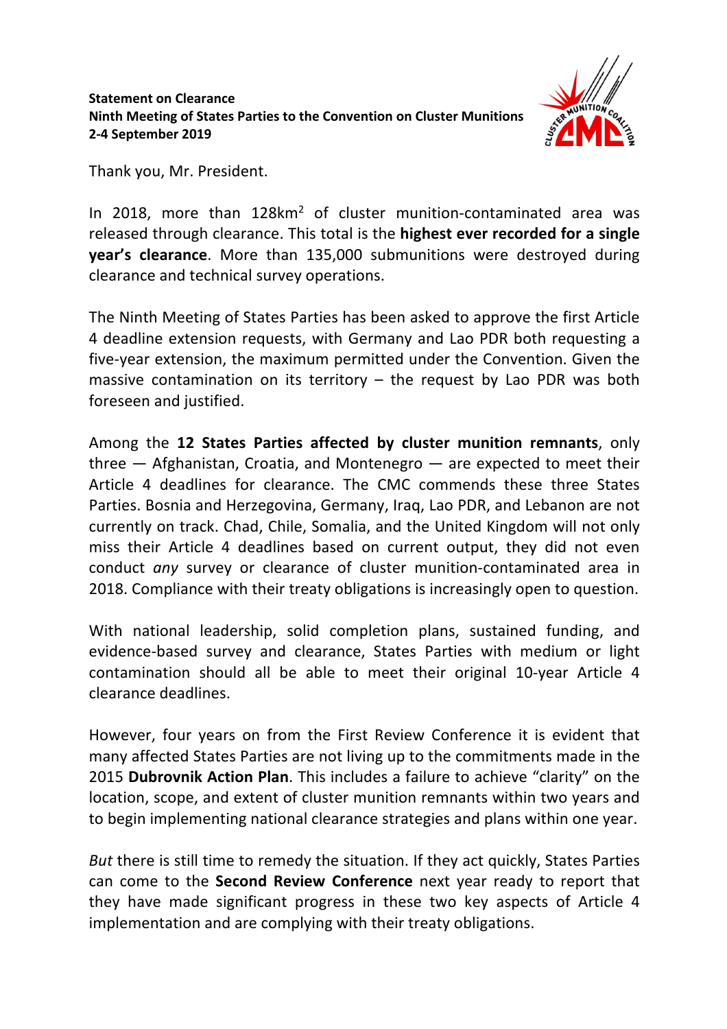**Statement on Clearance**
**Ninth Meeting of States Parties to the Convention on Cluster Munitions**
**2-4 September 2019**

Thank you, Mr. President.

In 2018, more than 128km$^2$ of cluster munition-contaminated area was released through clearance. This total is the **highest ever recorded for a single year's clearance**. More than 135,000 submunitions were destroyed during clearance and technical survey operations.

The Ninth Meeting of States Parties has been asked to approve the first Article 4 deadline extension requests, with Germany and Lao PDR both requesting a five-year extension, the maximum permitted under the Convention. Given the massive contamination on its territory – the request by Lao PDR was both foreseen and justified.

Among the **12 States Parties affected by cluster munition remnants**, only three — Afghanistan, Croatia, and Montenegro — are expected to meet their Article 4 deadlines for clearance. The CMC commends these three States Parties. Bosnia and Herzegovina, Germany, Iraq, Lao PDR, and Lebanon are not currently on track. Chad, Chile, Somalia, and the United Kingdom will not only miss their Article 4 deadlines based on current output, they did not even conduct *any* survey or clearance of cluster munition-contaminated area in 2018. Compliance with their treaty obligations is increasingly open to question.

With national leadership, solid completion plans, sustained funding, and evidence-based survey and clearance, States Parties with medium or light contamination should all be able to meet their original 10-year Article 4 clearance deadlines.

However, four years on from the First Review Conference it is evident that many affected States Parties are not living up to the commitments made in the 2015 **Dubrovnik Action Plan**. This includes a failure to achieve "clarity" on the location, scope, and extent of cluster munition remnants within two years and to begin implementing national clearance strategies and plans within one year.

*But* there is still time to remedy the situation. If they act quickly, States Parties can come to the **Second Review Conference** next year ready to report that they have made significant progress in these two key aspects of Article 4 implementation and are complying with their treaty obligations.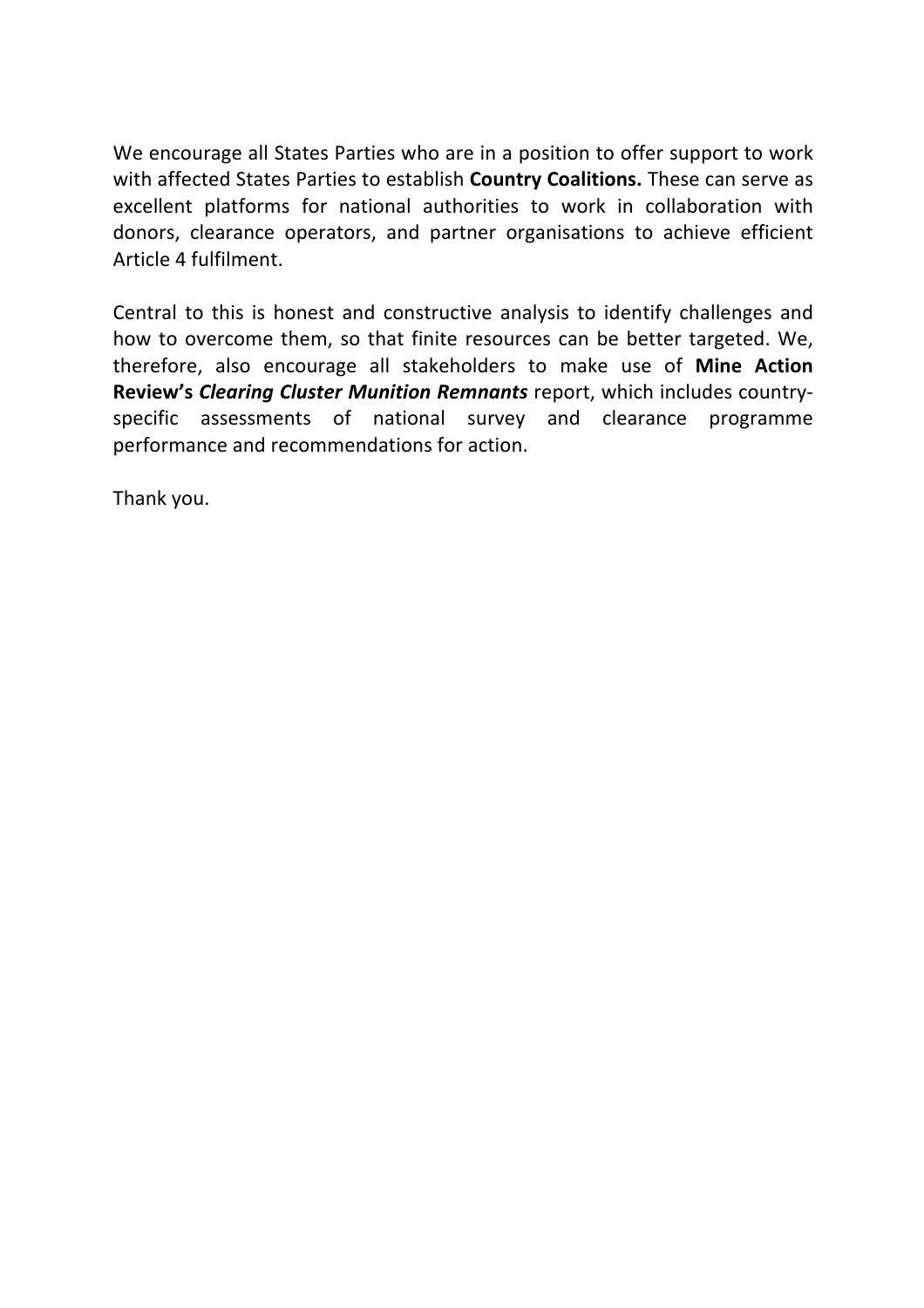We encourage all States Parties who are in a position to offer support to work with affected States Parties to establish **Country Coalitions.** These can serve as excellent platforms for national authorities to work in collaboration with donors, clearance operators, and partner organisations to achieve efficient Article 4 fulfilment.

Central to this is honest and constructive analysis to identify challenges and how to overcome them, so that finite resources can be better targeted. We, therefore, also encourage all stakeholders to make use of **Mine Action Review's *Clearing Cluster Munition Remnants*** report, which includes country-specific assessments of national survey and clearance programme performance and recommendations for action.

Thank you.